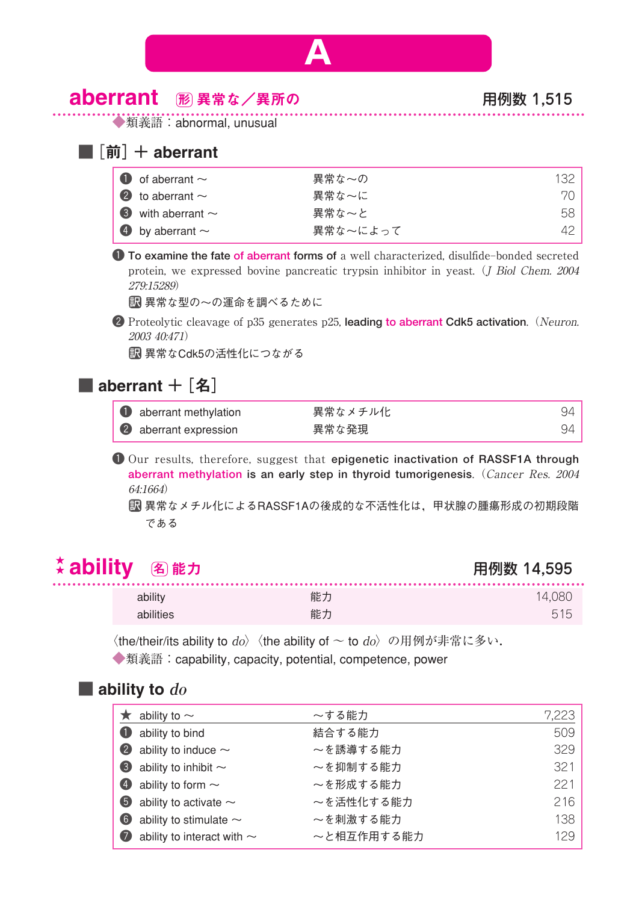# A

## aberrant　形 異常な／異所の　　用例数 1,515

◆類義語：abnormal, unusual

### ■ ［前］＋ aberrant

| | | | |
|---|---|---|---|
| ❶ | of aberrant ～ | 異常な～の | 132 |
| ❷ | to aberrant ～ | 異常な～に | 70 |
| ❸ | with aberrant ～ | 異常な～と | 58 |
| ❹ | by aberrant ～ | 異常な～によって | 42 |

❶ **To examine the fate of aberrant forms of** a well characterized, disulfide-bonded secreted protein, we expressed bovine pancreatic trypsin inhibitor in yeast.（*J Biol Chem. 2004 279:15289*）

訳 異常な型の～の運命を調べるために

❷ Proteolytic cleavage of p35 generates p25, **leading to aberrant Cdk5 activation**.（*Neuron. 2003 40:471*）

訳 異常なCdk5の活性化につながる

### ■ aberrant ＋［名］

| | | | |
|---|---|---|---|
| ❶ | aberrant methylation | 異常なメチル化 | 94 |
| ❷ | aberrant expression | 異常な発現 | 94 |

❶ Our results, therefore, suggest that **epigenetic inactivation of RASSF1A through aberrant methylation is an early step in thyroid tumorigenesis**.（*Cancer Res. 2004 64:1664*）

訳 異常なメチル化によるRASSF1Aの後成的な不活性化は，甲状腺の腫瘍形成の初期段階である

## ★ ability　名 能力　　用例数 14,595

| | | |
|---|---|---|
| ability | 能力 | 14,080 |
| abilities | 能力 | 515 |

〈the/their/its ability to *do*〉〈the ability of ～ to *do*〉の用例が非常に多い．

◆類義語：capability, capacity, potential, competence, power

### ■ ability to *do*

| | | | |
|---|---|---|---|
| ★ | ability to ～ | ～する能力 | 7,223 |
| ❶ | ability to bind | 結合する能力 | 509 |
| ❷ | ability to induce ～ | ～を誘導する能力 | 329 |
| ❸ | ability to inhibit ～ | ～を抑制する能力 | 321 |
| ❹ | ability to form ～ | ～を形成する能力 | 221 |
| ❺ | ability to activate ～ | ～を活性化する能力 | 216 |
| ❻ | ability to stimulate ～ | ～を刺激する能力 | 138 |
| ❼ | ability to interact with ～ | ～と相互作用する能力 | 129 |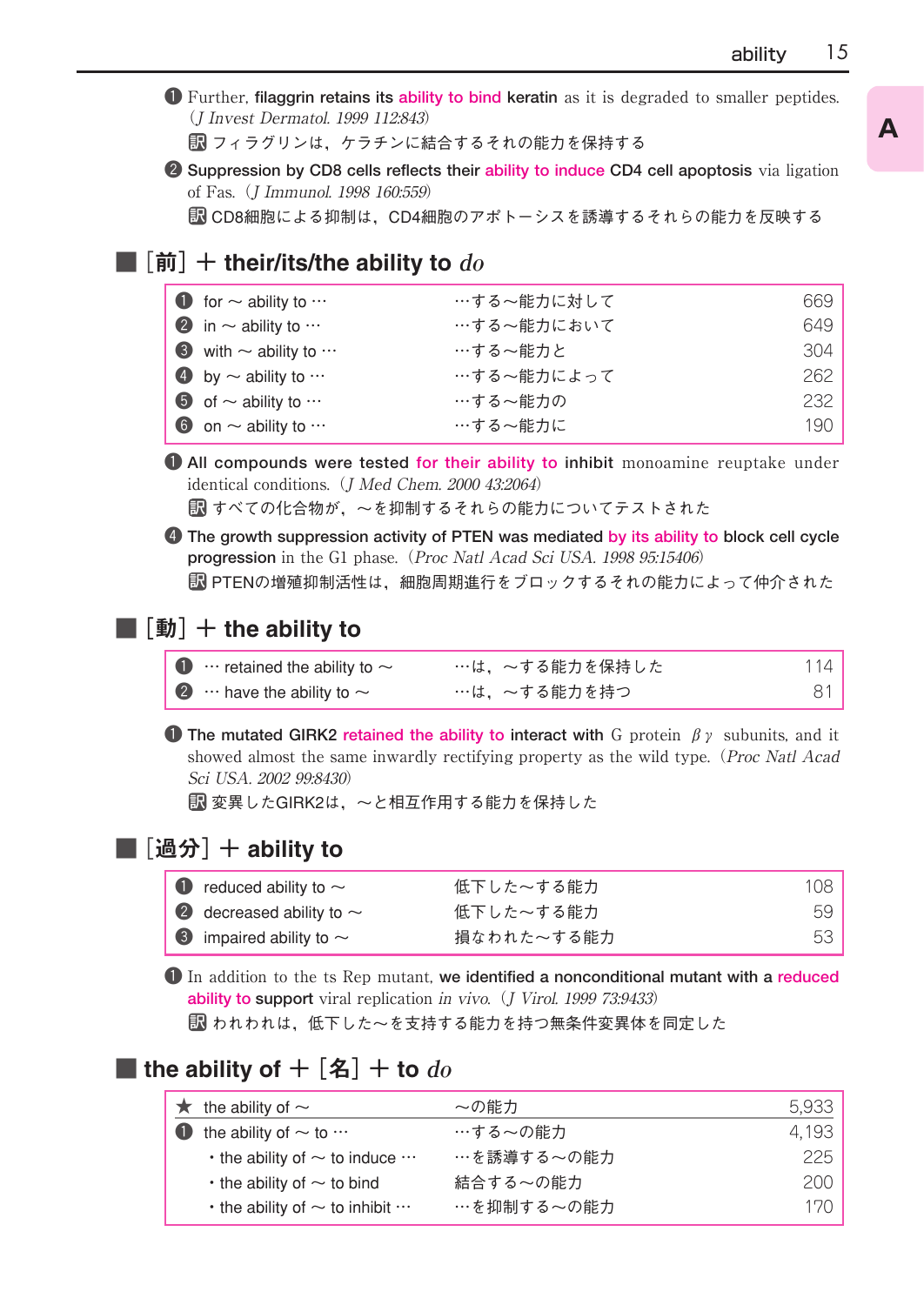❶ Further, **filaggrin retains its ability to bind keratin** as it is degraded to smaller peptides. (*J Invest Dermatol. 1999 112:843*)

訳 フィラグリンは，ケラチンに結合するそれの能力を保持する

❷ **Suppression by CD8 cells reflects their ability to induce CD4 cell apoptosis** via ligation of Fas. (*J Immunol. 1998 160:559*)

訳 CD8細胞による抑制は，CD4細胞のアポトーシスを誘導するそれらの能力を反映する

## ■ ［前］＋ their/its/the ability to *do*

| | | | |
|---|---|---|---|
| ❶ | for ～ ability to … | …する～能力に対して | 669 |
| ❷ | in ～ ability to … | …する～能力において | 649 |
| ❸ | with ～ ability to … | …する～能力と | 304 |
| ❹ | by ～ ability to … | …する～能力によって | 262 |
| ❺ | of ～ ability to … | …する～能力の | 232 |
| ❻ | on ～ ability to … | …する～能力に | 190 |

❶ **All compounds were tested for their ability to inhibit** monoamine reuptake under identical conditions. (*J Med Chem. 2000 43:2064*)

訳 すべての化合物が，～を抑制するそれらの能力についてテストされた

❹ **The growth suppression activity of PTEN was mediated by its ability to block cell cycle progression** in the G1 phase. (*Proc Natl Acad Sci USA. 1998 95:15406*)

訳 PTENの増殖抑制活性は，細胞周期進行をブロックするそれの能力によって仲介された

## ■ ［動］＋ the ability to

| | | | |
|---|---|---|---|
| ❶ | … retained the ability to ～ | …は，～する能力を保持した | 114 |
| ❷ | … have the ability to ～ | …は，～する能力を持つ | 81 |

❶ **The mutated GIRK2 retained the ability to interact with** G protein $\beta\gamma$ subunits, and it showed almost the same inwardly rectifying property as the wild type. (*Proc Natl Acad Sci USA. 2002 99:8430*)

訳 変異したGIRK2は，～と相互作用する能力を保持した

## ■ ［過分］＋ ability to

| | | | |
|---|---|---|---|
| ❶ | reduced ability to ～ | 低下した～する能力 | 108 |
| ❷ | decreased ability to ～ | 低下した～する能力 | 59 |
| ❸ | impaired ability to ～ | 損なわれた～する能力 | 53 |

❶ In addition to the ts Rep mutant, **we identified a nonconditional mutant with a reduced ability to support** viral replication *in vivo*. (*J Virol. 1999 73:9433*)

訳 われわれは，低下した～を支持する能力を持つ無条件変異体を同定した

## ■ the ability of ＋［名］＋ to *do*

| | | | |
|---|---|---|---|
| ★ | the ability of ～ | ～の能力 | 5,933 |
| ❶ | the ability of ～ to … | …する～の能力 | 4,193 |
| | ・the ability of ～ to induce … | …を誘導する～の能力 | 225 |
| | ・the ability of ～ to bind | 結合する～の能力 | 200 |
| | ・the ability of ～ to inhibit … | …を抑制する～の能力 | 170 |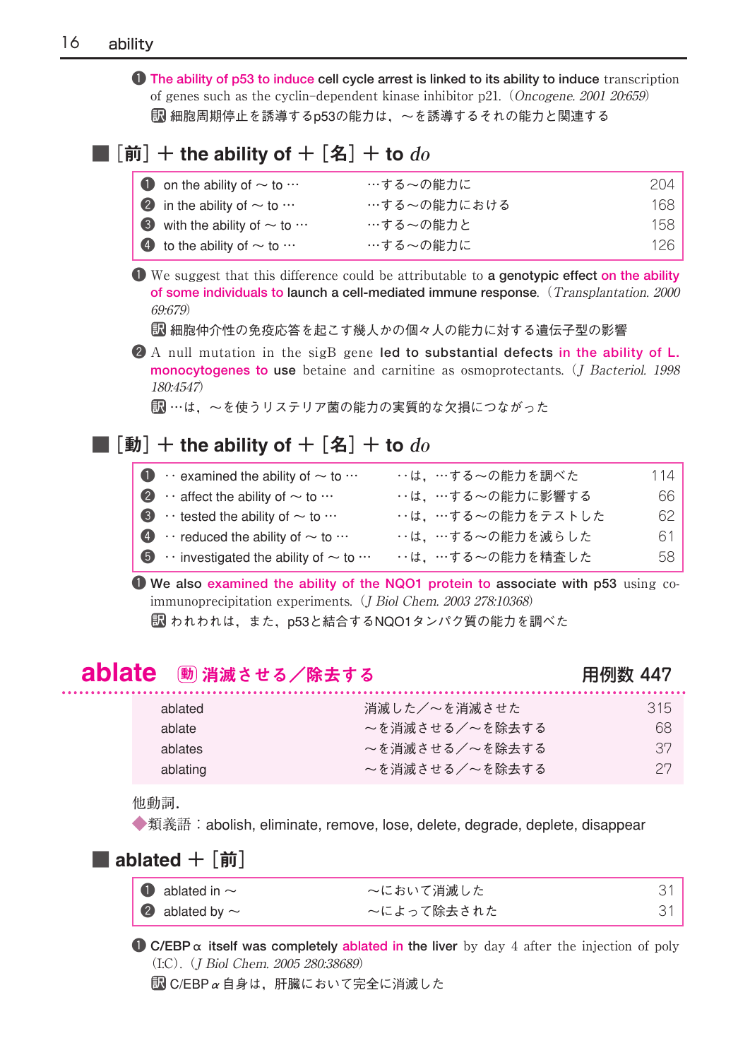❶ The ability of p53 to induce cell cycle arrest is linked to its ability to induce transcription of genes such as the cyclin-dependent kinase inhibitor p21.（*Oncogene. 2001 20:659*）
訳 細胞周期停止を誘導するp53の能力は，～を誘導するそれの能力と関連する

## ■［前］＋ the ability of ＋［名］＋ to *do*

| | | | |
|---|---|---|---|
| ❶ | on the ability of ～ to … | …する～の能力に | 204 |
| ❷ | in the ability of ～ to … | …する～の能力における | 168 |
| ❸ | with the ability of ～ to … | …する～の能力と | 158 |
| ❹ | to the ability of ～ to … | …する～の能力に | 126 |

❶ We suggest that this difference could be attributable to **a genotypic effect on the ability of some individuals to launch a cell-mediated immune response**.（*Transplantation. 2000 69:679*）
訳 細胞仲介性の免疫応答を起こす幾人かの個々人の能力に対する遺伝子型の影響

❷ A null mutation in the sigB gene **led to substantial defects in the ability of L. monocytogenes to use** betaine and carnitine as osmoprotectants.（*J Bacteriol. 1998 180:4547*）
訳 …は，～を使うリステリア菌の能力の実質的な欠損につながった

## ■［動］＋ the ability of ＋［名］＋ to *do*

| | | | |
|---|---|---|---|
| ❶ | ‥ examined the ability of ～ to … | ‥は，…する～の能力を調べた | 114 |
| ❷ | ‥ affect the ability of ～ to … | ‥は，…する～の能力に影響する | 66 |
| ❸ | ‥ tested the ability of ～ to … | ‥は，…する～の能力をテストした | 62 |
| ❹ | ‥ reduced the ability of ～ to … | ‥は，…する～の能力を減らした | 61 |
| ❺ | ‥ investigated the ability of ～ to … | ‥は，…する～の能力を精査した | 58 |

❶ **We also examined the ability of the NQO1 protein to associate with p53** using co-immunoprecipitation experiments.（*J Biol Chem. 2003 278:10368*）
訳 われわれは，また，p53と結合するNQO1タンパク質の能力を調べた

# ablate 動 消滅させる／除去する　　用例数 447

| | | |
|---|---|---|
| ablated | 消滅した／～を消滅させた | 315 |
| ablate | ～を消滅させる／～を除去する | 68 |
| ablates | ～を消滅させる／～を除去する | 37 |
| ablating | ～を消滅させる／～を除去する | 27 |

他動詞．
◆類義語：abolish, eliminate, remove, lose, delete, degrade, deplete, disappear

## ■ ablated ＋［前］

| | | | |
|---|---|---|---|
| ❶ | ablated in ～ | ～において消滅した | 31 |
| ❷ | ablated by ～ | ～によって除去された | 31 |

❶ **C/EBPα itself was completely ablated in the liver** by day 4 after the injection of poly (I:C).（*J Biol Chem. 2005 280:38689*）
訳 C/EBPα自身は，肝臓において完全に消滅した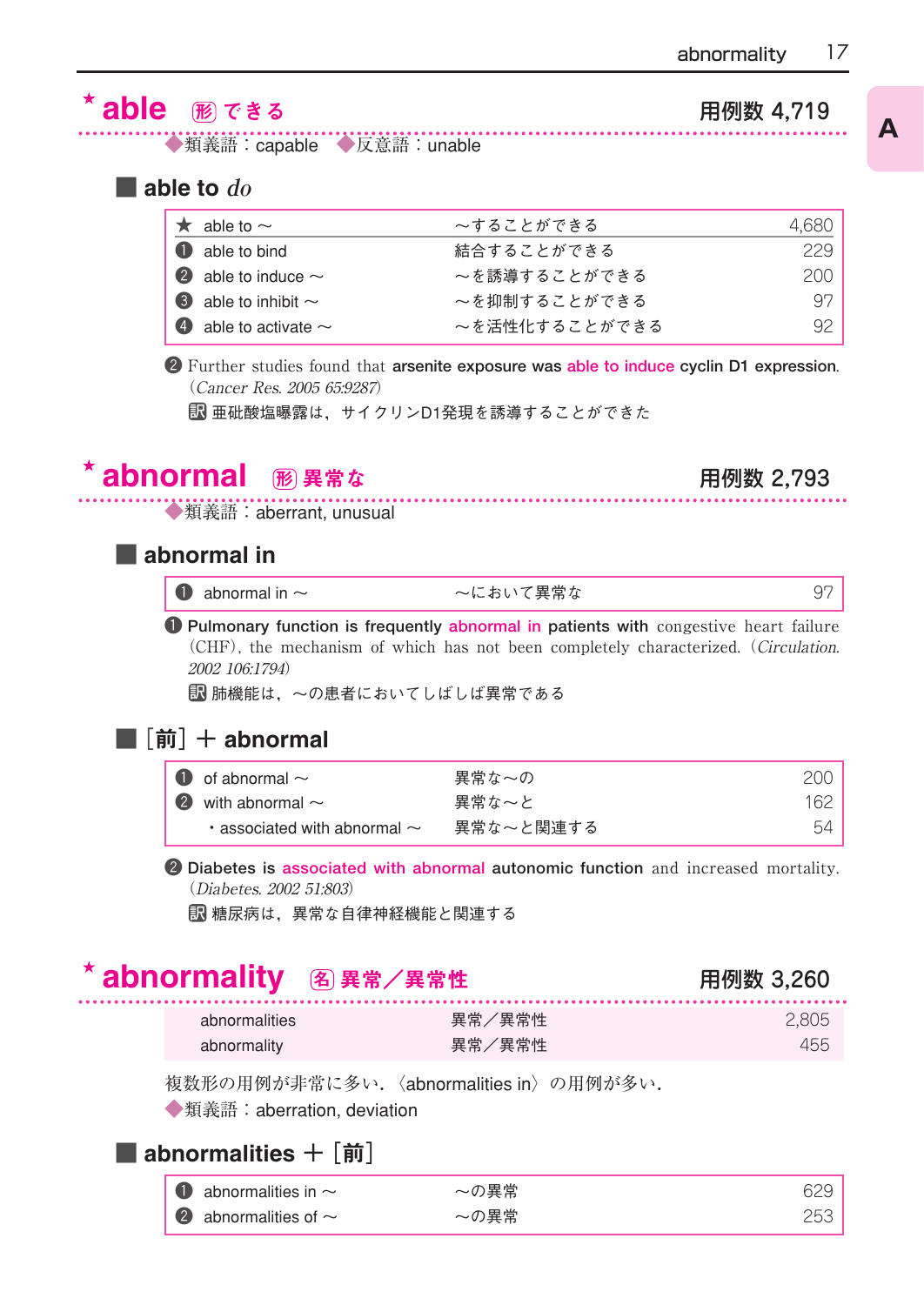## ★ able 形 できる

用例数 4,719

◆類義語：capable ◆反意語：unable

### ■ able to *do*

| | | | |
|---|---|---|---|
| ★ | able to ～ | ～することができる | 4,680 |
| ❶ | able to bind | 結合することができる | 229 |
| ❷ | able to induce ～ | ～を誘導することができる | 200 |
| ❸ | able to inhibit ～ | ～を抑制することができる | 97 |
| ❹ | able to activate ～ | ～を活性化することができる | 92 |

❷ Further studies found that **arsenite exposure was able to induce cyclin D1 expression**. (*Cancer Res. 2005 65:9287*)

訳 亜砒酸塩曝露は，サイクリンD1発現を誘導することができた

## ★ abnormal 形 異常な

用例数 2,793

◆類義語：aberrant, unusual

### ■ abnormal in

| | | | |
|---|---|---|---|
| ❶ | abnormal in ～ | ～において異常な | 97 |

❶ **Pulmonary function is frequently abnormal in patients with** congestive heart failure (CHF), the mechanism of which has not been completely characterized. (*Circulation. 2002 106:1794*)

訳 肺機能は，～の患者においてしばしば異常である

### ■ [前] ＋ abnormal

| | | | |
|---|---|---|---|
| ❶ | of abnormal ～ | 異常な～の | 200 |
| ❷ | with abnormal ～ | 異常な～と | 162 |
| | ・associated with abnormal ～ | 異常な～と関連する | 54 |

❷ **Diabetes is associated with abnormal autonomic function** and increased mortality. (*Diabetes. 2002 51:803*)

訳 糖尿病は，異常な自律神経機能と関連する

## ★ abnormality 名 異常／異常性

用例数 3,260

| | | |
|---|---|---|
| abnormalities | 異常／異常性 | 2,805 |
| abnormality | 異常／異常性 | 455 |

複数形の用例が非常に多い．〈abnormalities in〉の用例が多い．

◆類義語：aberration, deviation

### ■ abnormalities ＋ [前]

| | | | |
|---|---|---|---|
| ❶ | abnormalities in ～ | ～の異常 | 629 |
| ❷ | abnormalities of ～ | ～の異常 | 253 |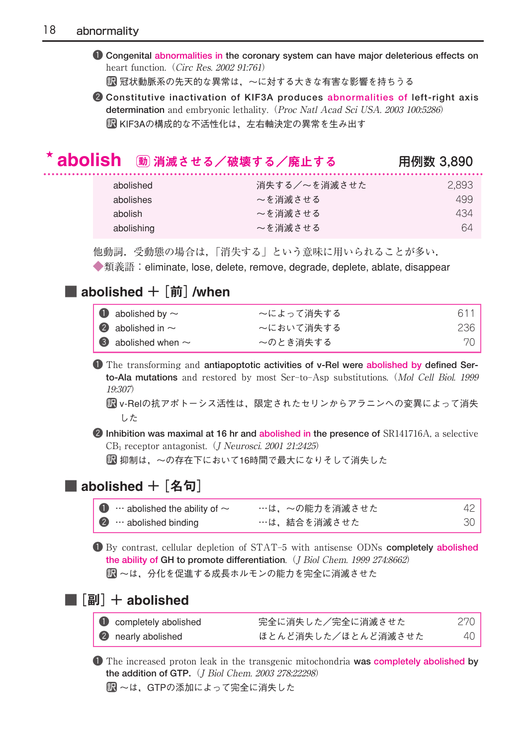❶ Congenital abnormalities in the coronary system can have major deleterious effects on heart function.（*Circ Res. 2002 91:761*）

訳 冠状動脈系の先天的な異常は，～に対する大きな有害な影響を持ちうる

❷ Constitutive inactivation of KIF3A produces abnormalities of left-right axis determination and embryonic lethality.（*Proc Natl Acad Sci USA. 2003 100:5286*）

訳 KIF3Aの構成的な不活性化は，左右軸決定の異常を生み出す

## ★abolish　動 消滅させる／破壊する／廃止する　　用例数 3,890

| | | |
|---|---|---|
| abolished | 消失する／～を消滅させた | 2,893 |
| abolishes | ～を消滅させる | 499 |
| abolish | ～を消滅させる | 434 |
| abolishing | ～を消滅させる | 64 |

他動詞．受動態の場合は，「消失する」という意味に用いられることが多い．

◆類義語：eliminate, lose, delete, remove, degrade, deplete, ablate, disappear

### ■ abolished ＋［前］/when

| | | |
|---|---|---|
| ❶ abolished by ～ | ～によって消失する | 611 |
| ❷ abolished in ～ | ～において消失する | 236 |
| ❸ abolished when ～ | ～のとき消失する | 70 |

❶ The transforming and antiapoptotic activities of v-Rel were abolished by defined Ser-to-Ala mutations and restored by most Ser-to-Asp substitutions.（*Mol Cell Biol. 1999 19:307*）

訳 v-Relの抗アポトーシス活性は，限定されたセリンからアラニンへの変異によって消失した

❷ Inhibition was maximal at 16 hr and abolished in the presence of SR141716A, a selective $CB_1$ receptor antagonist.（*J Neurosci. 2001 21:2425*）

訳 抑制は，～の存在下において16時間で最大になりそして消失した

### ■ abolished ＋［名句］

| | | |
|---|---|---|
| ❶ … abolished the ability of ～ | …は，～の能力を消滅させた | 42 |
| ❷ … abolished binding | …は，結合を消滅させた | 30 |

❶ By contrast, cellular depletion of STAT-5 with antisense ODNs completely abolished the ability of GH to promote differentiation.（*J Biol Chem. 1999 274:8662*）

訳 ～は，分化を促進する成長ホルモンの能力を完全に消滅させた

### ■［副］＋ abolished

| | | |
|---|---|---|
| ❶ completely abolished | 完全に消失した／完全に消滅させた | 270 |
| ❷ nearly abolished | ほとんど消失した／ほとんど消滅させた | 40 |

❶ The increased proton leak in the transgenic mitochondria was completely abolished by the addition of GTP.（*J Biol Chem. 2003 278:22298*）

訳 ～は，GTPの添加によって完全に消失した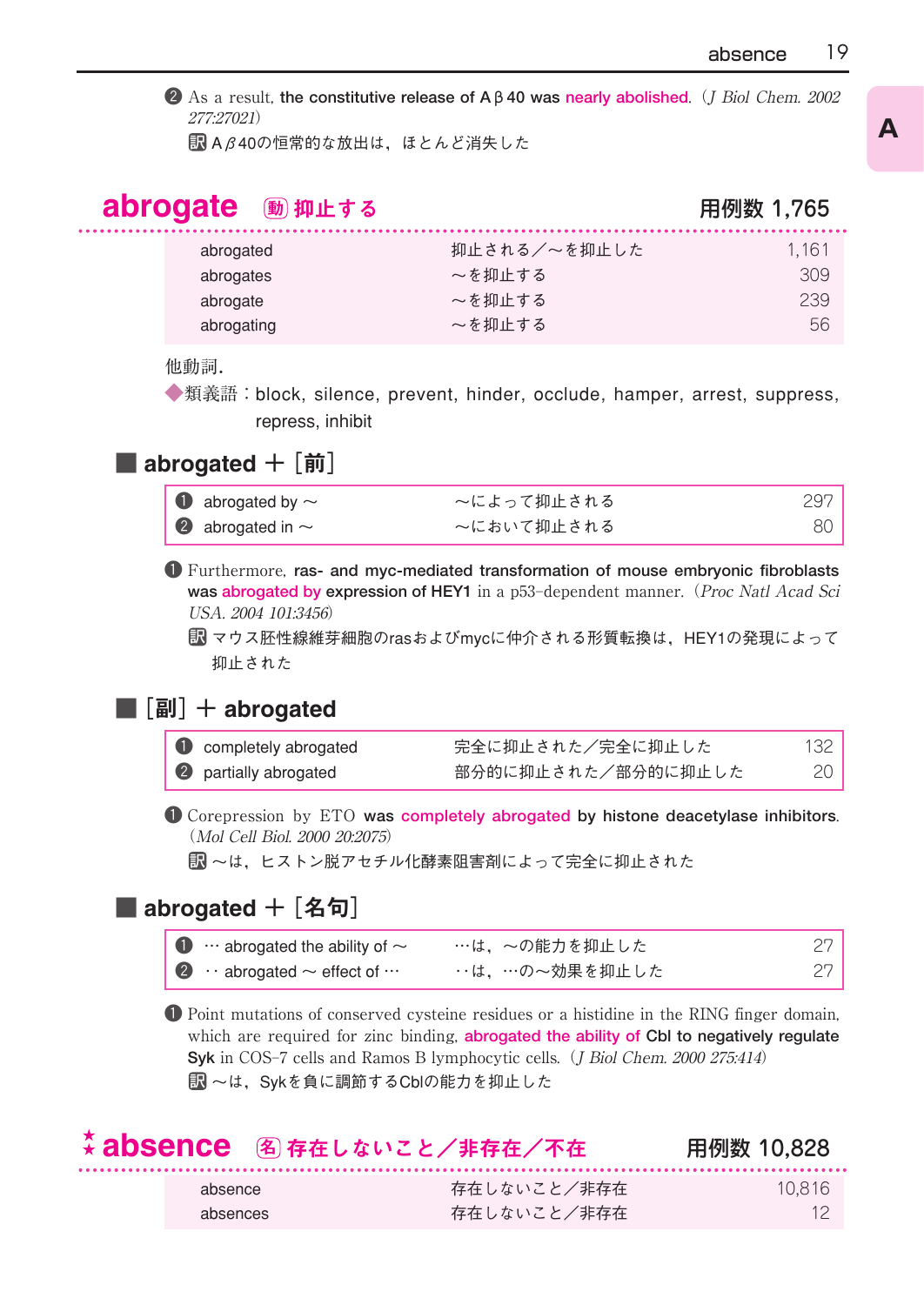❷ As a result, **the constitutive release of Aβ40 was nearly abolished**. (*J Biol Chem. 2002 277:27021*)

訳 Aβ40の恒常的な放出は，ほとんど消失した

## abrogate ㊍ 抑止する　　用例数 1,765

| | | |
|---|---|---|
| abrogated | 抑止される／〜を抑止した | 1,161 |
| abrogates | 〜を抑止する | 309 |
| abrogate | 〜を抑止する | 239 |
| abrogating | 〜を抑止する | 56 |

他動詞.

◆類義語：block, silence, prevent, hinder, occlude, hamper, arrest, suppress, repress, inhibit

### ■ abrogated ＋［前］

| | | |
|---|---|---|
| ❶ abrogated by 〜 | 〜によって抑止される | 297 |
| ❷ abrogated in 〜 | 〜において抑止される | 80 |

❶ Furthermore, **ras- and myc-mediated transformation of mouse embryonic fibroblasts was abrogated by expression of HEY1** in a p53-dependent manner. (*Proc Natl Acad Sci USA. 2004 101:3456*)

訳 マウス胚性線維芽細胞のrasおよびmycに仲介される形質転換は，HEY1の発現によって抑止された

### ■［副］＋ abrogated

| | | |
|---|---|---|
| ❶ completely abrogated | 完全に抑止された／完全に抑止した | 132 |
| ❷ partially abrogated | 部分的に抑止された／部分的に抑止した | 20 |

❶ Corepression by ETO **was completely abrogated by histone deacetylase inhibitors**. (*Mol Cell Biol. 2000 20:2075*)

訳 〜は，ヒストン脱アセチル化酵素阻害剤によって完全に抑止された

### ■ abrogated ＋［名句］

| | | |
|---|---|---|
| ❶ … abrogated the ability of 〜 | …は，〜の能力を抑止した | 27 |
| ❷ ‥ abrogated 〜 effect of … | ‥は，…の〜効果を抑止した | 27 |

❶ Point mutations of conserved cysteine residues or a histidine in the RING finger domain, which are required for zinc binding, **abrogated the ability of Cbl to negatively regulate Syk** in COS-7 cells and Ramos B lymphocytic cells. (*J Biol Chem. 2000 275:414*)

訳 〜は，Sykを負に調節するCblの能力を抑止した

## ★ absence ㊔ 存在しないこと／非存在／不在　　用例数 10,828

| | | |
|---|---|---|
| absence | 存在しないこと／非存在 | 10,816 |
| absences | 存在しないこと／非存在 | 12 |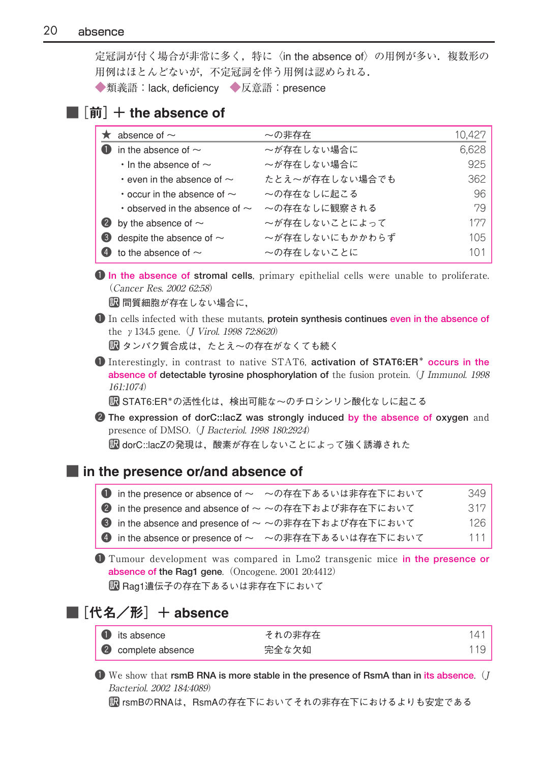定冠詞が付く場合が非常に多く，特に〈in the absence of〉の用例が多い．複数形の用例はほとんどないが，不定冠詞を伴う用例は認められる．

◆類義語：lack, deficiency　◆反意語：presence

## ■［前］＋ the absence of

| | | |
|---|---|---|
| ★ absence of ～ | ～の非存在 | 10,427 |
| ❶ in the absence of ～ | ～が存在しない場合に | 6,628 |
| ・In the absence of ～ | ～が存在しない場合に | 925 |
| ・even in the absence of ～ | たとえ～が存在しない場合でも | 362 |
| ・occur in the absence of ～ | ～の存在なしに起こる | 96 |
| ・observed in the absence of ～ | ～の存在なしに観察される | 79 |
| ❷ by the absence of ～ | ～が存在しないことによって | 177 |
| ❸ despite the absence of ～ | ～が存在しないにもかかわらず | 105 |
| ❹ to the absence of ～ | ～の存在しないことに | 101 |

❶ **In the absence of stromal cells**, primary epithelial cells were unable to proliferate.（*Cancer Res. 2002 62:58*）

訳 間質細胞が存在しない場合に，

❶ In cells infected with these mutants, **protein synthesis continues even in the absence of** the γ 134.5 gene.（*J Virol. 1998 72:8620*）

訳 タンパク質合成は，たとえ～の存在がなくても続く

❶ Interestingly, in contrast to native STAT6, **activation of STAT6:ER\* occurs in the absence of detectable tyrosine phosphorylation of** the fusion protein.（*J Immunol. 1998 161:1074*）

訳 STAT6:ER\*の活性化は，検出可能な～のチロシンリン酸化なしに起こる

❷ **The expression of dorC::lacZ was strongly induced by the absence of oxygen** and presence of DMSO.（*J Bacteriol. 1998 180:2924*）

訳 dorC::lacZの発現は，酸素が存在しないことによって強く誘導された

## ■ in the presence or/and absence of

| | | |
|---|---|---|
| ❶ in the presence or absence of ～ | ～の存在下あるいは非存在下において | 349 |
| ❷ in the presence and absence of ～ | ～の存在下および非存在下において | 317 |
| ❸ in the absence and presence of ～ | ～の非存在下および存在下において | 126 |
| ❹ in the absence or presence of ～ | ～の非存在下あるいは存在下において | 111 |

❶ Tumour development was compared in Lmo2 transgenic mice **in the presence or absence of the Rag1 gene**.（Oncogene. 2001 20:4412）

訳 Rag1遺伝子の存在下あるいは非存在下において

## ■［代名／形］＋ absence

| | | |
|---|---|---|
| ❶ its absence | それの非存在 | 141 |
| ❷ complete absence | 完全な欠如 | 119 |

❶ We show that **rsmB RNA is more stable in the presence of RsmA than in its absence**.（*J Bacteriol. 2002 184:4089*）

訳 rsmBのRNAは，RsmAの存在下においてそれの非存在下におけるよりも安定である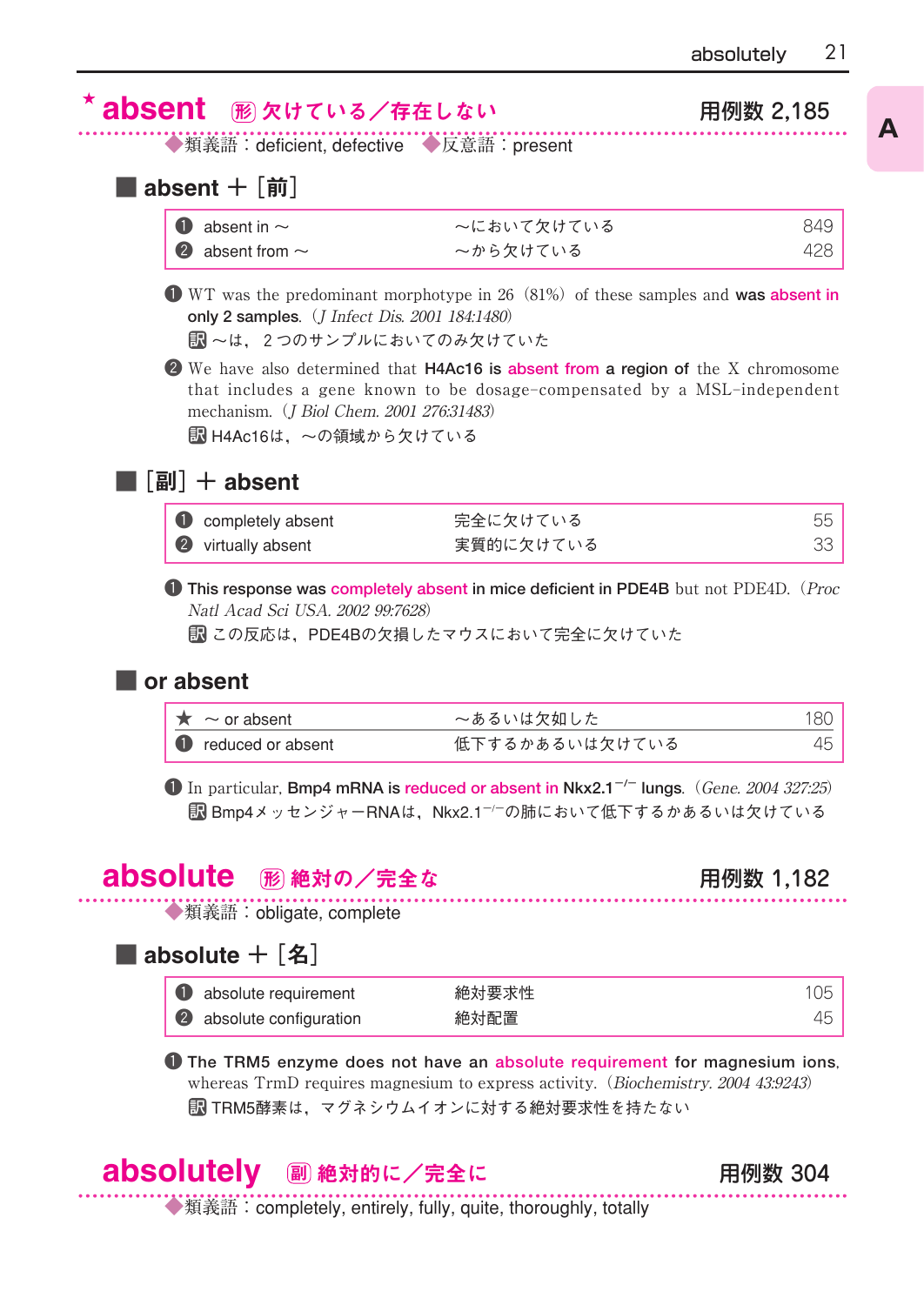## ★absent ㊔ 欠けている／存在しない　用例数 2,185

◆類義語：deficient, defective　◆反意語：present

### ■ absent ＋［前］

| | | |
|---|---|---|
| ❶ absent in ～ | ～において欠けている | 849 |
| ❷ absent from ～ | ～から欠けている | 428 |

❶ WT was the predominant morphotype in 26（81%）of these samples and **was absent in only 2 samples**.（*J Infect Dis. 2001 184:1480*）

訳 ～は，２つのサンプルにおいてのみ欠けていた

❷ We have also determined that **H4Ac16 is absent from a region of** the X chromosome that includes a gene known to be dosage-compensated by a MSL-independent mechanism.（*J Biol Chem. 2001 276:31483*）

訳 H4Ac16は，～の領域から欠けている

### ■［副］＋ absent

| | | |
|---|---|---|
| ❶ completely absent | 完全に欠けている | 55 |
| ❷ virtually absent | 実質的に欠けている | 33 |

❶ **This response was completely absent in mice deficient in PDE4B** but not PDE4D.（*Proc Natl Acad Sci USA. 2002 99:7628*）

訳 この反応は，PDE4Bの欠損したマウスにおいて完全に欠けていた

### ■ or absent

| | | |
|---|---|---|
| ★ ～ or absent | ～あるいは欠如した | 180 |
| ❶ reduced or absent | 低下するかあるいは欠けている | 45 |

❶ In particular, **Bmp4 mRNA is reduced or absent in Nkx2.1$^{-/-}$ lungs**.（*Gene. 2004 327:25*）

訳 Bmp4メッセンジャーRNAは，Nkx2.1$^{-/-}$の肺において低下するかあるいは欠けている

## absolute ㊔ 絶対の／完全な　用例数 1,182

◆類義語：obligate, complete

### ■ absolute ＋［名］

| | | |
|---|---|---|
| ❶ absolute requirement | 絶対要求性 | 105 |
| ❷ absolute configuration | 絶対配置 | 45 |

❶ **The TRM5 enzyme does not have an absolute requirement for magnesium ions**, whereas TrmD requires magnesium to express activity.（*Biochemistry. 2004 43:9243*）

訳 TRM5酵素は，マグネシウムイオンに対する絶対要求性を持たない

## absolutely ㊓ 絶対的に／完全に　用例数 304

◆類義語：completely, entirely, fully, quite, thoroughly, totally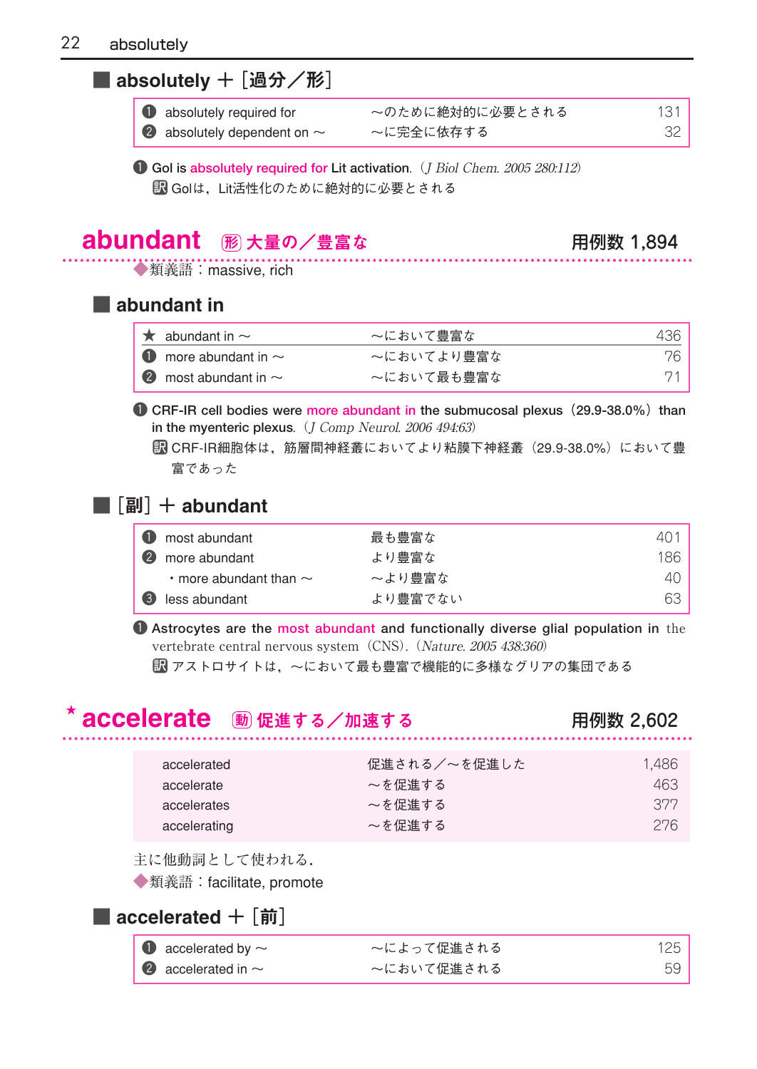## ■ absolutely ＋［過分／形］

| | | |
|---|---|---|
| ❶ absolutely required for | ～のために絶対的に必要とされる | 131 |
| ❷ absolutely dependent on ～ | ～に完全に依存する | 32 |

❶ GoI is **absolutely required for** Lit activation.（*J Biol Chem. 2005 280:112*）
訳 GoIは，Lit活性化のために絶対的に必要とされる

# abundant 形 大量の／豊富な　用例数 1,894

◆類義語：massive, rich

## ■ abundant in

| | | |
|---|---|---|
| ★ abundant in ～ | ～において豊富な | 436 |
| ❶ more abundant in ～ | ～においてより豊富な | 76 |
| ❷ most abundant in ～ | ～において最も豊富な | 71 |

❶ CRF-IR cell bodies were **more abundant in** the submucosal plexus（29.9-38.0%）than in the myenteric plexus.（*J Comp Neurol. 2006 494:63*）
訳 CRF-IR細胞体は，筋層間神経叢においてより粘膜下神経叢（29.9-38.0%）において豊富であった

## ■［副］＋ abundant

| | | |
|---|---|---|
| ❶ most abundant | 最も豊富な | 401 |
| ❷ more abundant | より豊富な | 186 |
| ・more abundant than ～ | ～より豊富な | 40 |
| ❸ less abundant | より豊富でない | 63 |

❶ Astrocytes are the **most abundant** and functionally diverse glial population in the vertebrate central nervous system（CNS）.（*Nature. 2005 438:360*）
訳 アストロサイトは，～において最も豊富で機能的に多様なグリアの集団である

# ★ accelerate 動 促進する／加速する　用例数 2,602

| | | |
|---|---|---|
| accelerated | 促進される／～を促進した | 1,486 |
| accelerate | ～を促進する | 463 |
| accelerates | ～を促進する | 377 |
| accelerating | ～を促進する | 276 |

主に他動詞として使われる．
◆類義語：facilitate, promote

## ■ accelerated ＋［前］

| | | |
|---|---|---|
| ❶ accelerated by ～ | ～によって促進される | 125 |
| ❷ accelerated in ～ | ～において促進される | 59 |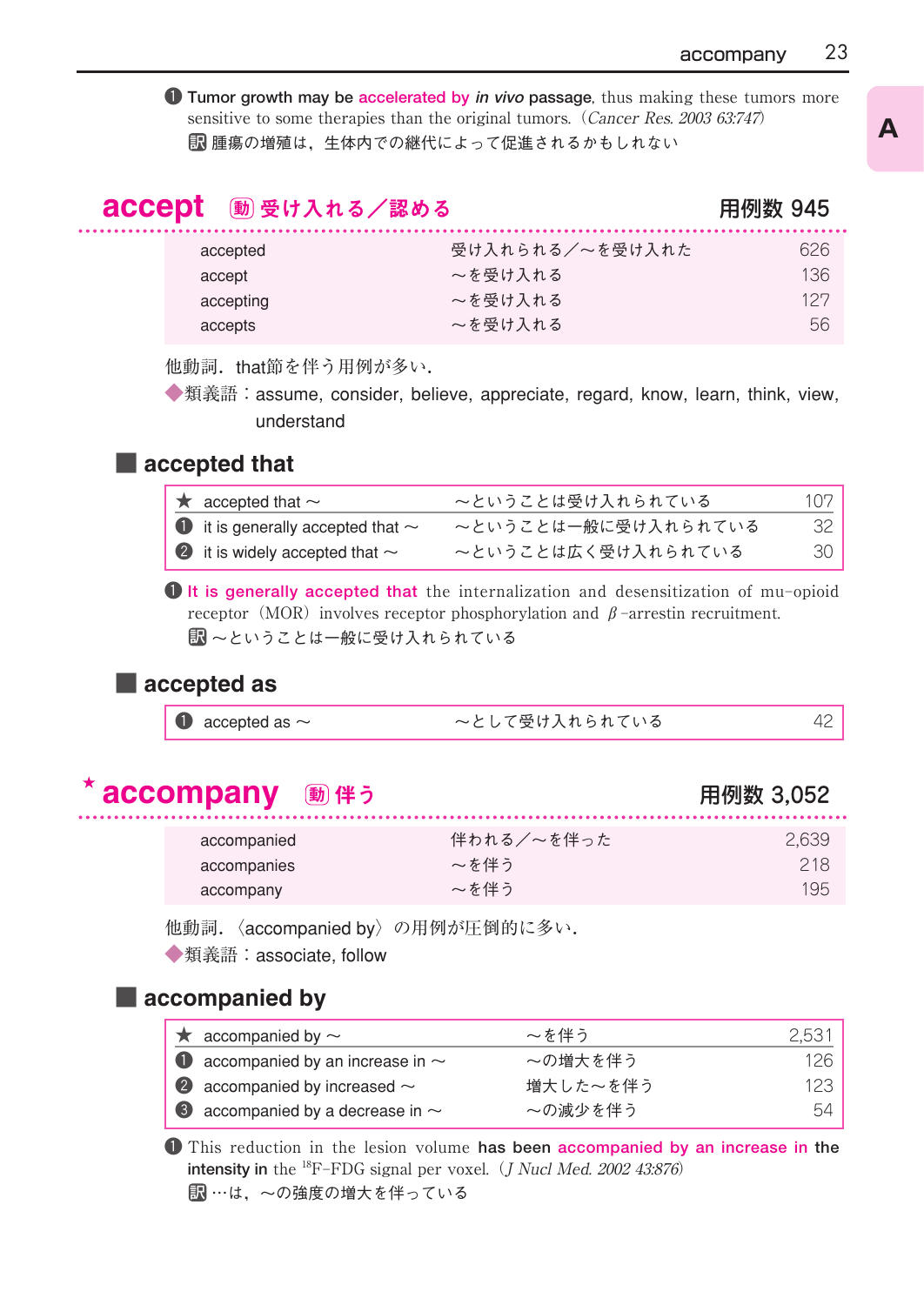❶ Tumor growth may be **accelerated by** *in vivo* passage, thus making these tumors more sensitive to some therapies than the original tumors. (*Cancer Res. 2003 63:747*)
訳 腫瘍の増殖は，生体内での継代によって促進されるかもしれない

# accept 動 受け入れる／認める　　用例数 945

| | | |
|---|---|---|
| accepted | 受け入れられる／～を受け入れた | 626 |
| accept | ～を受け入れる | 136 |
| accepting | ～を受け入れる | 127 |
| accepts | ～を受け入れる | 56 |

他動詞．that節を伴う用例が多い．
◆類義語：assume, consider, believe, appreciate, regard, know, learn, think, view, understand

## ■ accepted that

| | | |
|---|---|---|
| ★ accepted that ～ | ～ということは受け入れられている | 107 |
| ❶ it is generally accepted that ～ | ～ということは一般に受け入れられている | 32 |
| ❷ it is widely accepted that ～ | ～ということは広く受け入れられている | 30 |

❶ **It is generally accepted that** the internalization and desensitization of mu-opioid receptor (MOR) involves receptor phosphorylation and $\beta$-arrestin recruitment.
訳 ～ということは一般に受け入れられている

## ■ accepted as

| | | |
|---|---|---|
| ❶ accepted as ～ | ～として受け入れられている | 42 |

# ★accompany 動 伴う　　用例数 3,052

| | | |
|---|---|---|
| accompanied | 伴われる／～を伴った | 2,639 |
| accompanies | ～を伴う | 218 |
| accompany | ～を伴う | 195 |

他動詞．〈accompanied by〉の用例が圧倒的に多い．
◆類義語：associate, follow

## ■ accompanied by

| | | |
|---|---|---|
| ★ accompanied by ～ | ～を伴う | 2,531 |
| ❶ accompanied by an increase in ～ | ～の増大を伴う | 126 |
| ❷ accompanied by increased ～ | 増大した～を伴う | 123 |
| ❸ accompanied by a decrease in ～ | ～の減少を伴う | 54 |

❶ This reduction in the lesion volume **has been accompanied by an increase in the intensity in** the [18]F-FDG signal per voxel. (*J Nucl Med. 2002 43:876*)
訳 …は，～の強度の増大を伴っている